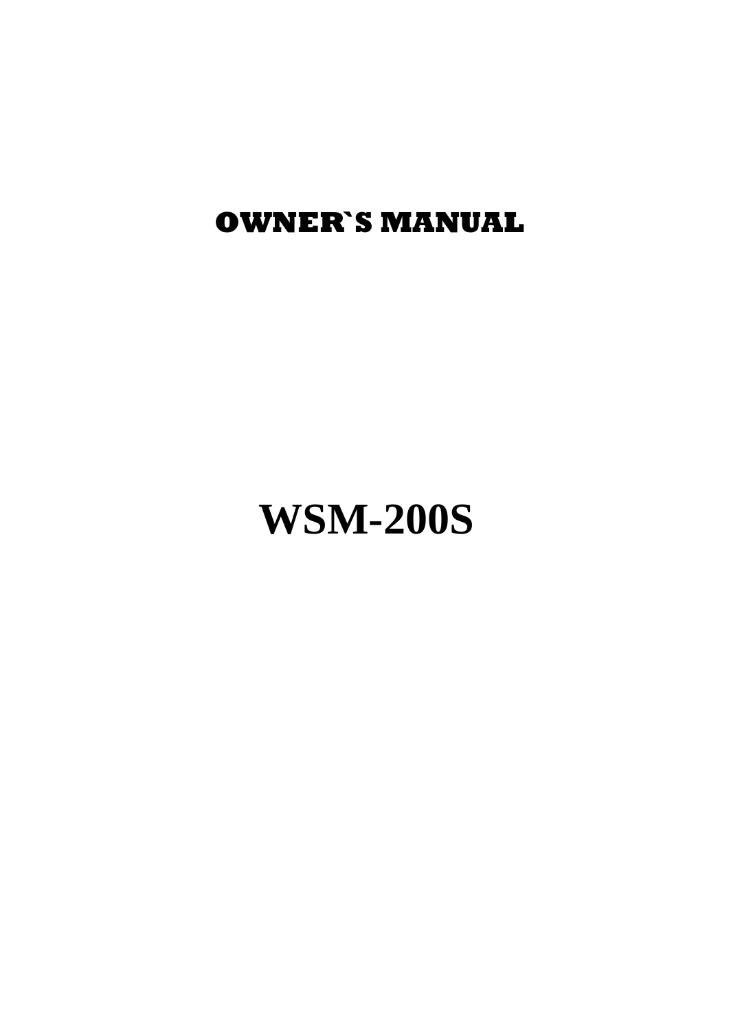# OWNER`S MANUAL

# WSM-200S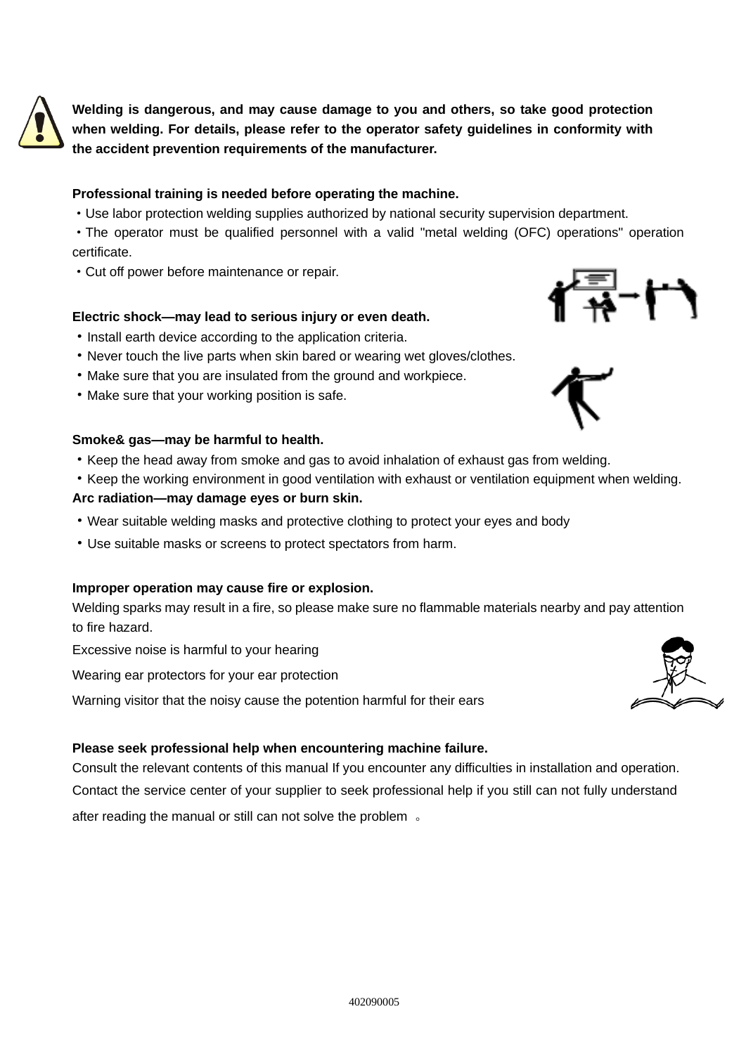**Welding is dangerous, and may cause damage to you and others, so take good protection when welding. For details, please refer to the operator safety guidelines in conformity with the accident prevention requirements of the manufacturer.**

**Professional training is needed before operating the machine.**

- Use labor protection welding supplies authorized by national security supervision department.
- The operator must be qualified personnel with a valid "metal welding (OFC) operations" operation certificate.
- Cut off power before maintenance or repair.

**Electric shock—may lead to serious injury or even death.**

- Install earth device according to the application criteria.
- Never touch the live parts when skin bared or wearing wet gloves/clothes.
- Make sure that you are insulated from the ground and workpiece.
- Make sure that your working position is safe.

**Smoke& gas—may be harmful to health.**

- Keep the head away from smoke and gas to avoid inhalation of exhaust gas from welding.
- Keep the working environment in good ventilation with exhaust or ventilation equipment when welding.

**Arc radiation—may damage eyes or burn skin.**

- Wear suitable welding masks and protective clothing to protect your eyes and body
- Use suitable masks or screens to protect spectators from harm.

**Improper operation may cause fire or explosion.**

Welding sparks may result in a fire, so please make sure no flammable materials nearby and pay attention to fire hazard.

Excessive noise is harmful to your hearing

Wearing ear protectors for your ear protection

Warning visitor that the noisy cause the potention harmful for their ears

**Please seek professional help when encountering machine failure.**

Consult the relevant contents of this manual If you encounter any difficulties in installation and operation.

Contact the service center of your supplier to seek professional help if you still can not fully understand after reading the manual or still can not solve the problem 。

402090005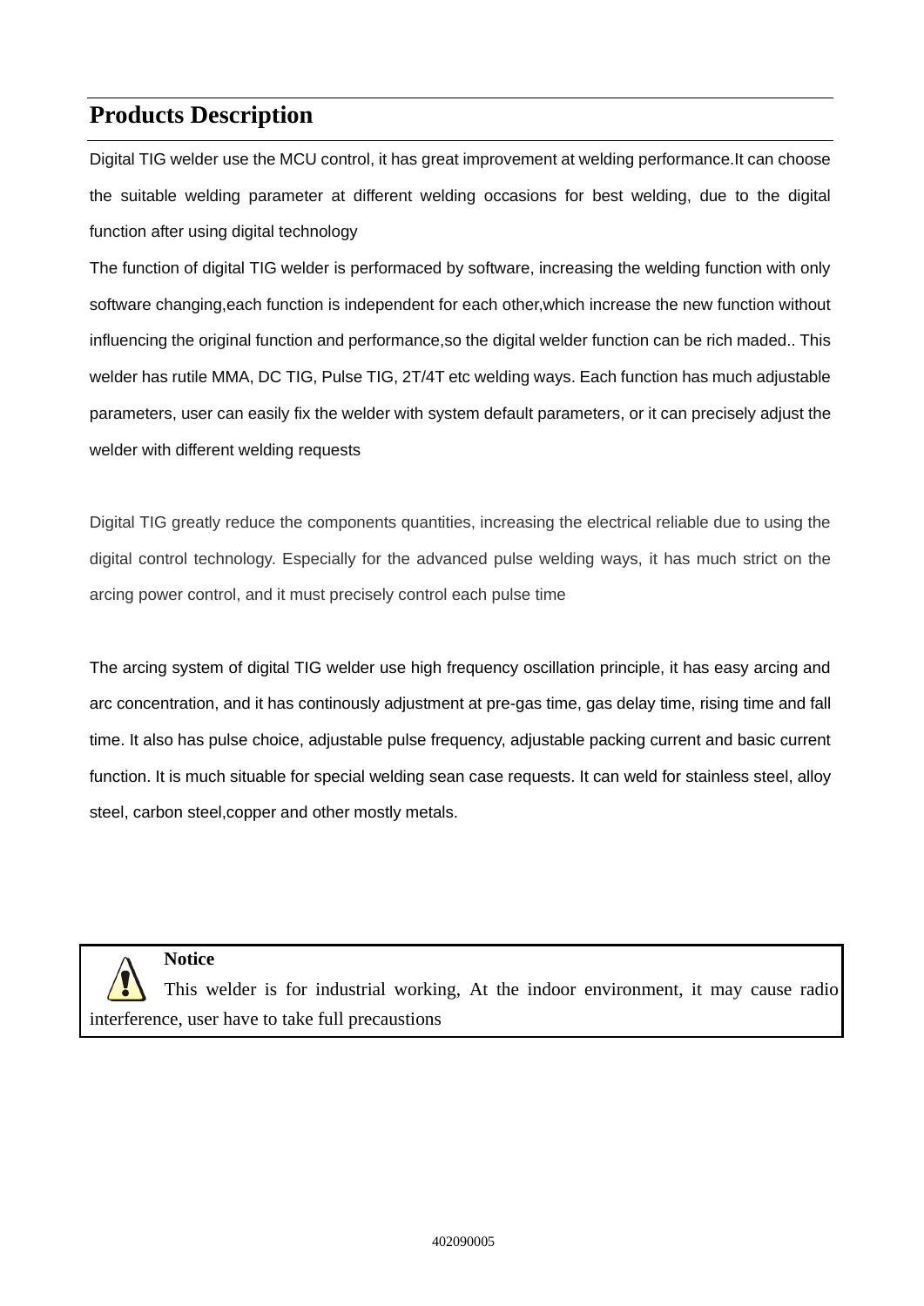## Products Description

Digital TIG welder use the MCU control, it has great improvement at welding performance.It can choose the suitable welding parameter at different welding occasions for best welding, due to the digital function after using digital technology

The function of digital TIG welder is performaced by software, increasing the welding function with only software changing,each function is independent for each other,which increase the new function without influencing the original function and performance,so the digital welder function can be rich maded.. This welder has rutile MMA, DC TIG, Pulse TIG, 2T/4T etc welding ways. Each function has much adjustable parameters, user can easily fix the welder with system default parameters, or it can precisely adjust the welder with different welding requests

Digital TIG greatly reduce the components quantities, increasing the electrical reliable due to using the digital control technology. Especially for the advanced pulse welding ways, it has much strict on the arcing power control, and it must precisely control each pulse time

The arcing system of digital TIG welder use high frequency oscillation principle, it has easy arcing and arc concentration, and it has continously adjustment at pre-gas time, gas delay time, rising time and fall time. It also has pulse choice, adjustable pulse frequency, adjustable packing current and basic current function. It is much situable for special welding sean case requests. It can weld for stainless steel, alloy steel, carbon steel,copper and other mostly metals.

> **Notice**
> This welder is for industrial working, At the indoor environment, it may cause radio interference, user have to take full precaustions

402090005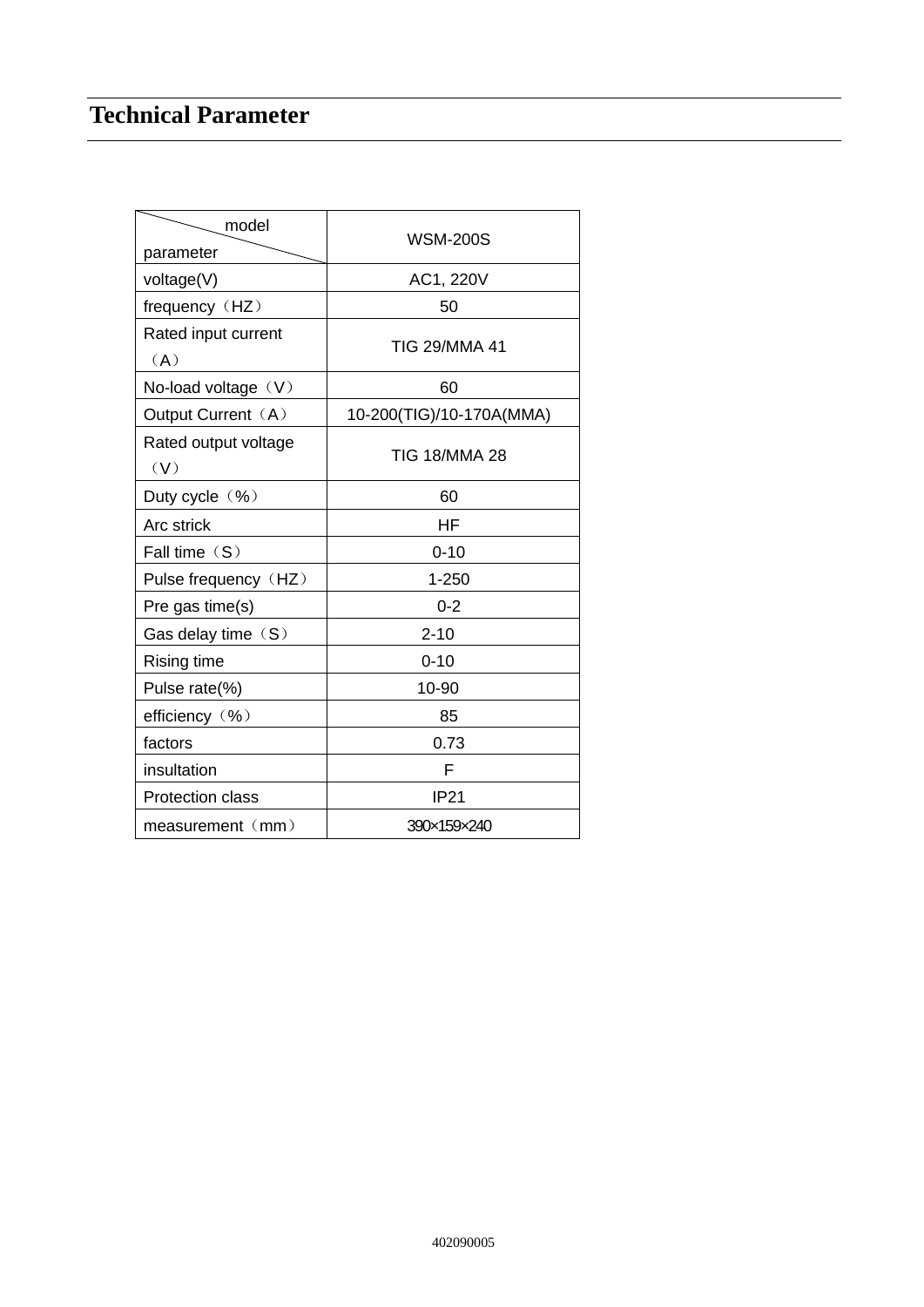## Technical Parameter

| model / parameter | WSM-200S |
|---|---|
| voltage(V) | AC1, 220V |
| frequency（HZ） | 50 |
| Rated input current（A） | TIG 29/MMA 41 |
| No-load voltage（V） | 60 |
| Output Current（A） | 10-200(TIG)/10-170A(MMA) |
| Rated output voltage（V） | TIG 18/MMA 28 |
| Duty cycle（%） | 60 |
| Arc strick | HF |
| Fall time（S） | 0-10 |
| Pulse frequency（HZ） | 1-250 |
| Pre gas time(s) | 0-2 |
| Gas delay time（S） | 2-10 |
| Rising time | 0-10 |
| Pulse rate(%) | 10-90 |
| efficiency（%） | 85 |
| factors | 0.73 |
| insultation | F |
| Protection class | IP21 |
| measurement（mm） | 390×159×240 |

402090005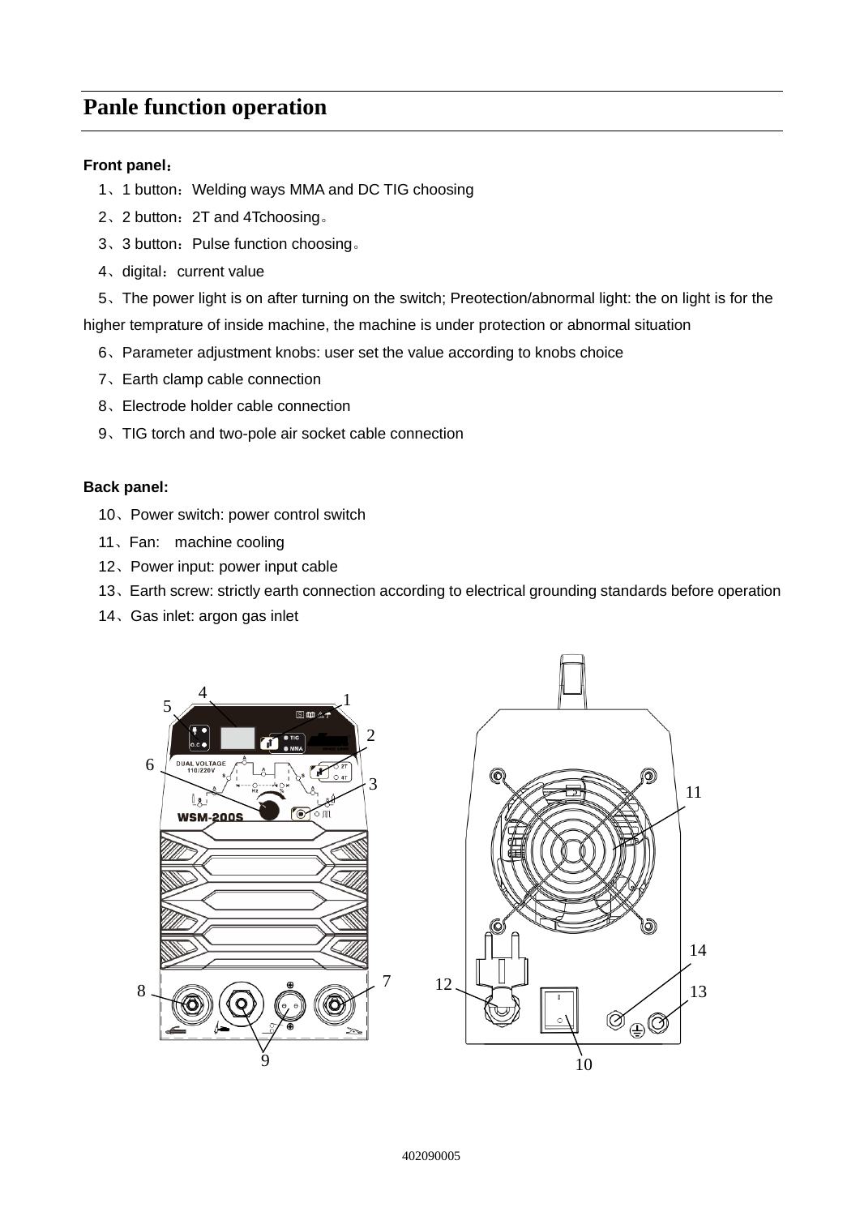## Panle function operation

**Front panel：**

1、1 button：Welding ways MMA and DC TIG choosing

2、2 button：2T and 4Tchoosing。

3、3 button：Pulse function choosing。

4、digital：current value

5、The power light is on after turning on the switch; Preotection/abnormal light: the on light is for the higher temprature of inside machine, the machine is under protection or abnormal situation

6、Parameter adjustment knobs: user set the value according to knobs choice

7、Earth clamp cable connection

8、Electrode holder cable connection

9、TIG torch and two-pole air socket cable connection

**Back panel:**

10、Power switch: power control switch

11、Fan:　machine cooling

12、Power input: power input cable

13、Earth screw: strictly earth connection according to electrical grounding standards before operation

14、Gas inlet: argon gas inlet

402090005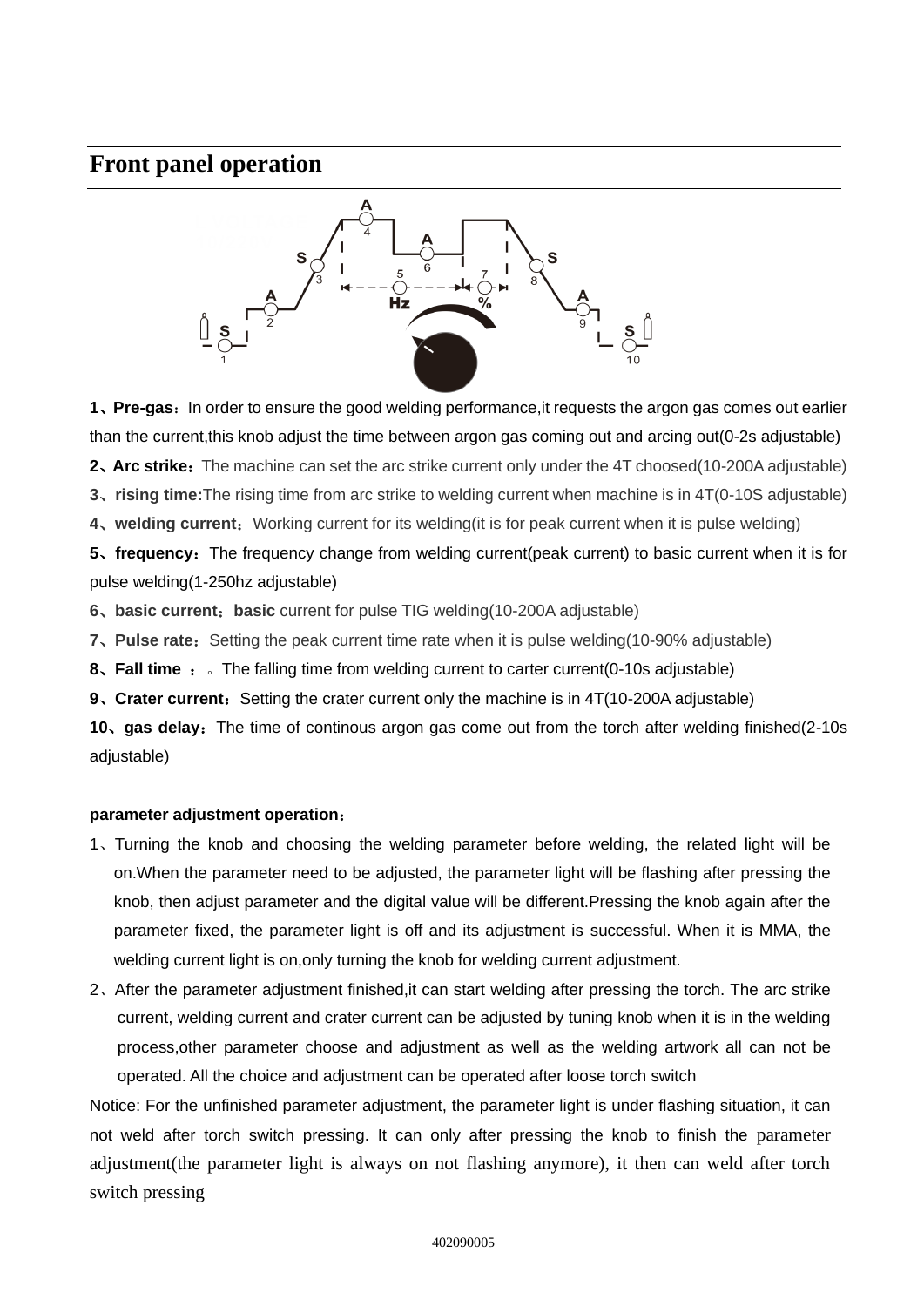## Front panel operation

**1、Pre-gas**：In order to ensure the good welding performance,it requests the argon gas comes out earlier than the current,this knob adjust the time between argon gas coming out and arcing out(0-2s adjustable)

**2、Arc strike**：The machine can set the arc strike current only under the 4T choosed(10-200A adjustable)

**3、rising time:**The rising time from arc strike to welding current when machine is in 4T(0-10S adjustable)

**4、welding current**：Working current for its welding(it is for peak current when it is pulse welding)

**5、frequency**：The frequency change from welding current(peak current) to basic current when it is for pulse welding(1-250hz adjustable)

**6、basic current**：**basic** current for pulse TIG welding(10-200A adjustable)

**7、Pulse rate**：Setting the peak current time rate when it is pulse welding(10-90% adjustable)

**8、Fall time** ：。The falling time from welding current to carter current(0-10s adjustable)

**9、Crater current**：Setting the crater current only the machine is in 4T(10-200A adjustable)

**10、gas delay**：The time of continous argon gas come out from the torch after welding finished(2-10s adjustable)

**parameter adjustment operation**：

1、Turning the knob and choosing the welding parameter before welding, the related light will be on.When the parameter need to be adjusted, the parameter light will be flashing after pressing the knob, then adjust parameter and the digital value will be different.Pressing the knob again after the parameter fixed, the parameter light is off and its adjustment is successful. When it is MMA, the welding current light is on,only turning the knob for welding current adjustment.

2、After the parameter adjustment finished,it can start welding after pressing the torch. The arc strike current, welding current and crater current can be adjusted by tuning knob when it is in the welding process,other parameter choose and adjustment as well as the welding artwork all can not be operated. All the choice and adjustment can be operated after loose torch switch

Notice: For the unfinished parameter adjustment, the parameter light is under flashing situation, it can not weld after torch switch pressing. It can only after pressing the knob to finish the parameter adjustment(the parameter light is always on not flashing anymore), it then can weld after torch switch pressing

402090005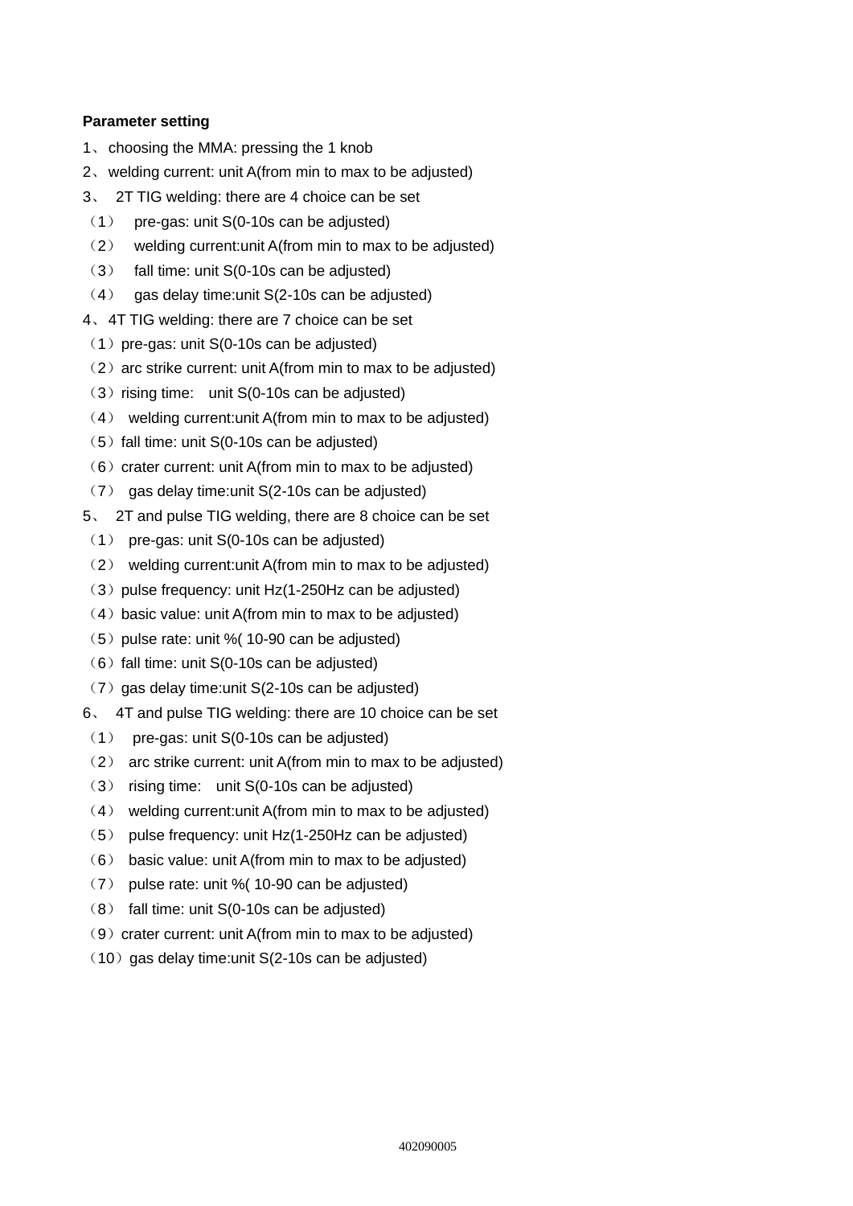**Parameter setting**

1、 choosing the MMA: pressing the 1 knob

2、 welding current: unit A(from min to max to be adjusted)

3、 2T TIG welding: there are 4 choice can be set

（1） pre-gas: unit S(0-10s can be adjusted)

（2） welding current:unit A(from min to max to be adjusted)

（3） fall time: unit S(0-10s can be adjusted)

（4） gas delay time:unit S(2-10s can be adjusted)

4、4T TIG welding: there are 7 choice can be set

（1）pre-gas: unit S(0-10s can be adjusted)

（2）arc strike current: unit A(from min to max to be adjusted)

（3）rising time: unit S(0-10s can be adjusted)

（4） welding current:unit A(from min to max to be adjusted)

（5）fall time: unit S(0-10s can be adjusted)

（6）crater current: unit A(from min to max to be adjusted)

（7） gas delay time:unit S(2-10s can be adjusted)

5、 2T and pulse TIG welding, there are 8 choice can be set

（1） pre-gas: unit S(0-10s can be adjusted)

（2） welding current:unit A(from min to max to be adjusted)

（3）pulse frequency: unit Hz(1-250Hz can be adjusted)

（4）basic value: unit A(from min to max to be adjusted)

（5）pulse rate: unit %( 10-90 can be adjusted)

（6）fall time: unit S(0-10s can be adjusted)

（7）gas delay time:unit S(2-10s can be adjusted)

6、 4T and pulse TIG welding: there are 10 choice can be set

（1） pre-gas: unit S(0-10s can be adjusted)

（2） arc strike current: unit A(from min to max to be adjusted)

（3） rising time: unit S(0-10s can be adjusted)

（4） welding current:unit A(from min to max to be adjusted)

（5） pulse frequency: unit Hz(1-250Hz can be adjusted)

（6） basic value: unit A(from min to max to be adjusted)

（7） pulse rate: unit %( 10-90 can be adjusted)

（8） fall time: unit S(0-10s can be adjusted)

（9）crater current: unit A(from min to max to be adjusted)

（10）gas delay time:unit S(2-10s can be adjusted)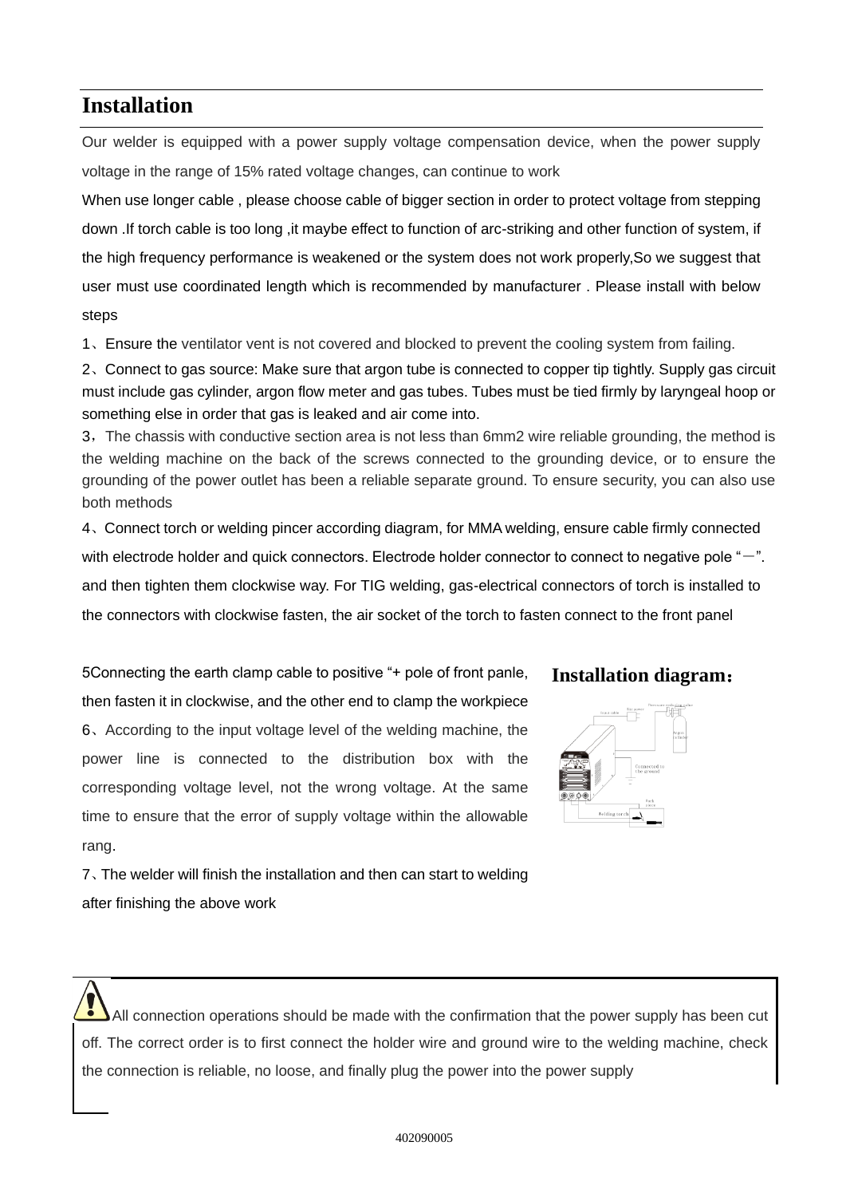## Installation

Our welder is equipped with a power supply voltage compensation device, when the power supply voltage in the range of 15% rated voltage changes, can continue to work

When use longer cable , please choose cable of bigger section in order to protect voltage from stepping down .If torch cable is too long ,it maybe effect to function of arc-striking and other function of system, if the high frequency performance is weakened or the system does not work properly,So we suggest that user must use coordinated length which is recommended by manufacturer . Please install with below steps

1、Ensure the ventilator vent is not covered and blocked to prevent the cooling system from failing.

2、Connect to gas source: Make sure that argon tube is connected to copper tip tightly. Supply gas circuit must include gas cylinder, argon flow meter and gas tubes. Tubes must be tied firmly by laryngeal hoop or something else in order that gas is leaked and air come into.

3，The chassis with conductive section area is not less than 6mm2 wire reliable grounding, the method is the welding machine on the back of the screws connected to the grounding device, or to ensure the grounding of the power outlet has been a reliable separate ground. To ensure security, you can also use both methods

4、Connect torch or welding pincer according diagram, for MMA welding, ensure cable firmly connected with electrode holder and quick connectors. Electrode holder connector to connect to negative pole "－". and then tighten them clockwise way. For TIG welding, gas-electrical connectors of torch is installed to the connectors with clockwise fasten, the air socket of the torch to fasten connect to the front panel

5Connecting the earth clamp cable to positive "+ pole of front panle, then fasten it in clockwise, and the other end to clamp the workpiece

6、According to the input voltage level of the welding machine, the power line is connected to the distribution box with the corresponding voltage level, not the wrong voltage. At the same time to ensure that the error of supply voltage within the allowable rang.

7、The welder will finish the installation and then can start to welding after finishing the above work

**Installation diagram：**

All connection operations should be made with the confirmation that the power supply has been cut off. The correct order is to first connect the holder wire and ground wire to the welding machine, check the connection is reliable, no loose, and finally plug the power into the power supply

402090005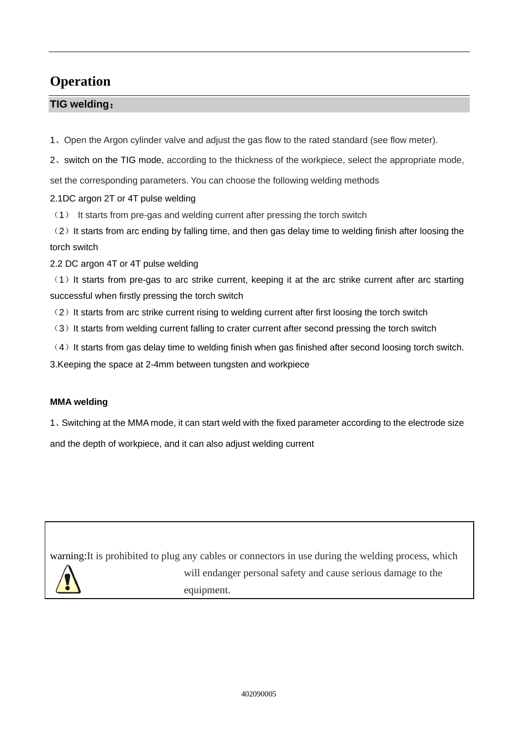# Operation

## TIG welding：

1、Open the Argon cylinder valve and adjust the gas flow to the rated standard (see flow meter).

2、switch on the TIG mode, according to the thickness of the workpiece, select the appropriate mode, set the corresponding parameters. You can choose the following welding methods

2.1DC argon 2T or 4T pulse welding

（1） It starts from pre-gas and welding current after pressing the torch switch

（2）It starts from arc ending by falling time, and then gas delay time to welding finish after loosing the torch switch

2.2 DC argon 4T or 4T pulse welding

（1）It starts from pre-gas to arc strike current, keeping it at the arc strike current after arc starting successful when firstly pressing the torch switch

（2）It starts from arc strike current rising to welding current after first loosing the torch switch

（3）It starts from welding current falling to crater current after second pressing the torch switch

（4）It starts from gas delay time to welding finish when gas finished after second loosing torch switch.

3.Keeping the space at 2-4mm between tungsten and workpiece

**MMA welding**

1、Switching at the MMA mode, it can start weld with the fixed parameter according to the electrode size and the depth of workpiece, and it can also adjust welding current

warning:It is prohibited to plug any cables or connectors in use during the welding process, which will endanger personal safety and cause serious damage to the equipment.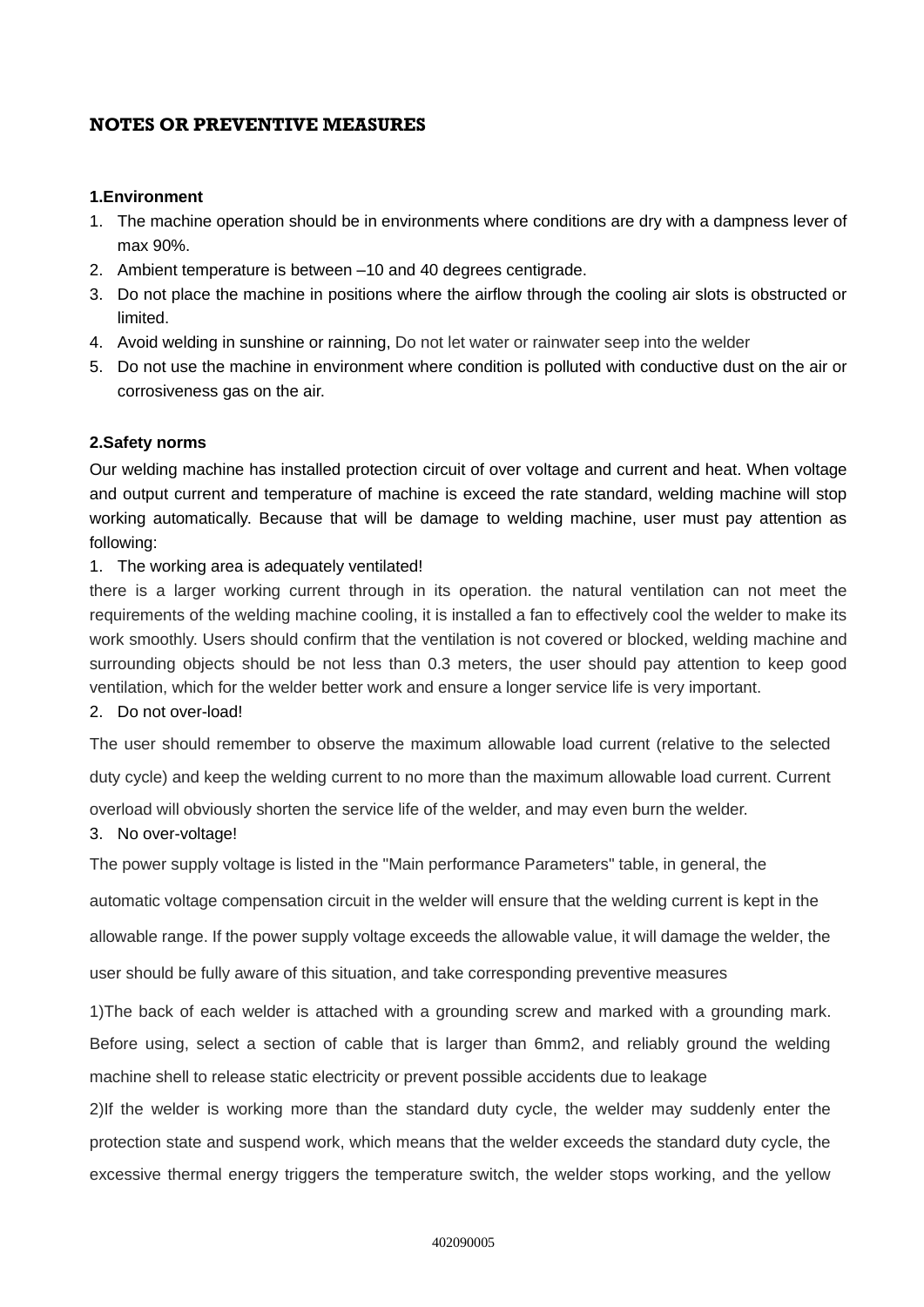# NOTES OR PREVENTIVE MEASURES

**1.Environment**

1. The machine operation should be in environments where conditions are dry with a dampness lever of max 90%.
2. Ambient temperature is between –10 and 40 degrees centigrade.
3. Do not place the machine in positions where the airflow through the cooling air slots is obstructed or limited.
4. Avoid welding in sunshine or rainning, Do not let water or rainwater seep into the welder
5. Do not use the machine in environment where condition is polluted with conductive dust on the air or corrosiveness gas on the air.

**2.Safety norms**

Our welding machine has installed protection circuit of over voltage and current and heat. When voltage and output current and temperature of machine is exceed the rate standard, welding machine will stop working automatically. Because that will be damage to welding machine, user must pay attention as following:

1. The working area is adequately ventilated!

there is a larger working current through in its operation. the natural ventilation can not meet the requirements of the welding machine cooling, it is installed a fan to effectively cool the welder to make its work smoothly. Users should confirm that the ventilation is not covered or blocked, welding machine and surrounding objects should be not less than 0.3 meters, the user should pay attention to keep good ventilation, which for the welder better work and ensure a longer service life is very important.

2. Do not over-load!

The user should remember to observe the maximum allowable load current (relative to the selected duty cycle) and keep the welding current to no more than the maximum allowable load current. Current overload will obviously shorten the service life of the welder, and may even burn the welder.

3. No over-voltage!

The power supply voltage is listed in the "Main performance Parameters" table, in general, the automatic voltage compensation circuit in the welder will ensure that the welding current is kept in the allowable range. If the power supply voltage exceeds the allowable value, it will damage the welder, the user should be fully aware of this situation, and take corresponding preventive measures

1)The back of each welder is attached with a grounding screw and marked with a grounding mark. Before using, select a section of cable that is larger than 6mm2, and reliably ground the welding machine shell to release static electricity or prevent possible accidents due to leakage

2)If the welder is working more than the standard duty cycle, the welder may suddenly enter the protection state and suspend work, which means that the welder exceeds the standard duty cycle, the excessive thermal energy triggers the temperature switch, the welder stops working, and the yellow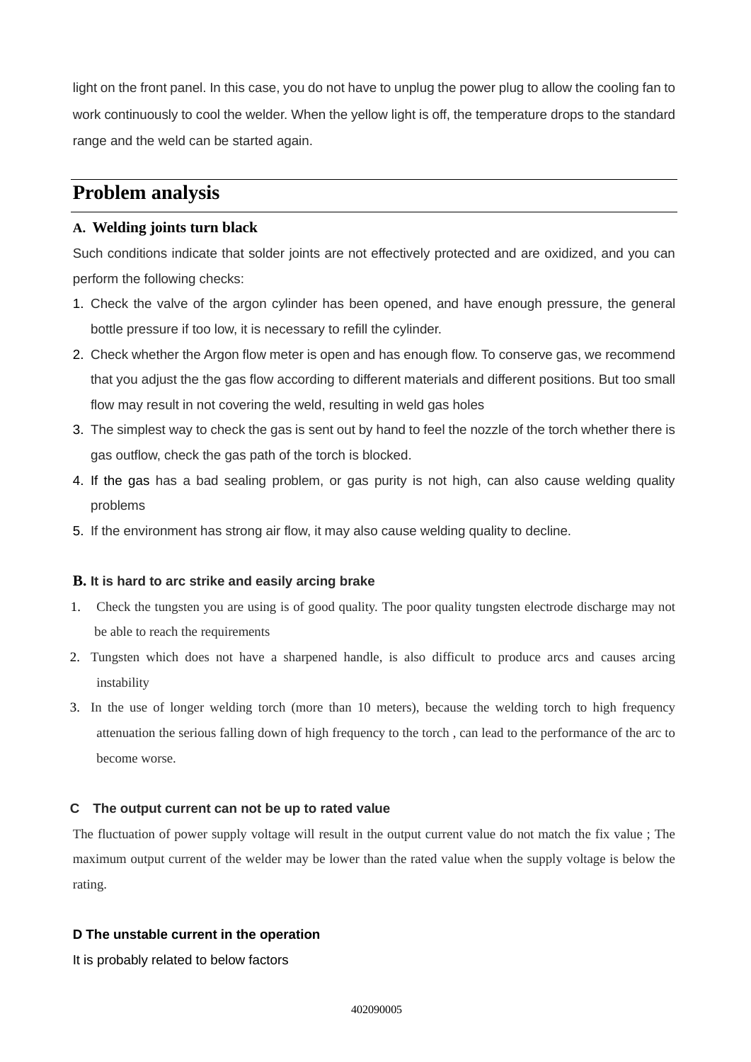light on the front panel. In this case, you do not have to unplug the power plug to allow the cooling fan to work continuously to cool the welder. When the yellow light is off, the temperature drops to the standard range and the weld can be started again.

## Problem analysis

### A. Welding joints turn black

Such conditions indicate that solder joints are not effectively protected and are oxidized, and you can perform the following checks:

1. Check the valve of the argon cylinder has been opened, and have enough pressure, the general bottle pressure if too low, it is necessary to refill the cylinder.
2. Check whether the Argon flow meter is open and has enough flow. To conserve gas, we recommend that you adjust the the gas flow according to different materials and different positions. But too small flow may result in not covering the weld, resulting in weld gas holes
3. The simplest way to check the gas is sent out by hand to feel the nozzle of the torch whether there is gas outflow, check the gas path of the torch is blocked.
4. If the gas has a bad sealing problem, or gas purity is not high, can also cause welding quality problems
5. If the environment has strong air flow, it may also cause welding quality to decline.

### B. It is hard to arc strike and easily arcing brake

1. Check the tungsten you are using is of good quality. The poor quality tungsten electrode discharge may not be able to reach the requirements
2. Tungsten which does not have a sharpened handle, is also difficult to produce arcs and causes arcing instability
3. In the use of longer welding torch (more than 10 meters), because the welding torch to high frequency attenuation the serious falling down of high frequency to the torch , can lead to the performance of the arc to become worse.

### C The output current can not be up to rated value

The fluctuation of power supply voltage will result in the output current value do not match the fix value ; The maximum output current of the welder may be lower than the rated value when the supply voltage is below the rating.

### D The unstable current in the operation

It is probably related to below factors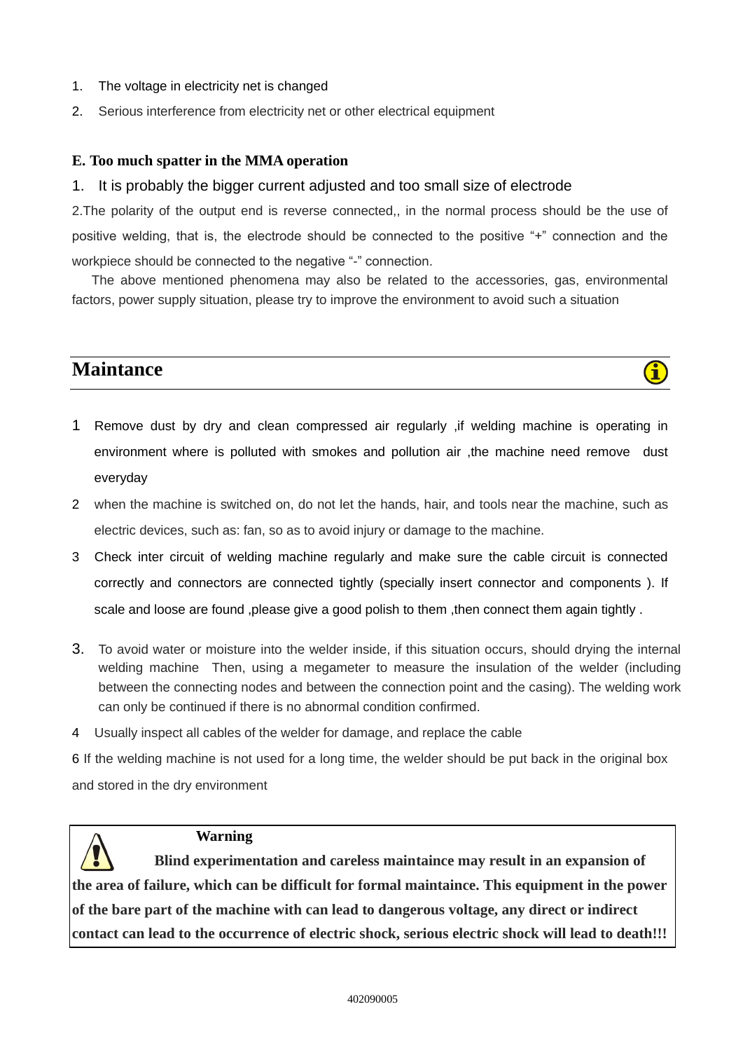1. The voltage in electricity net is changed
2. Serious interference from electricity net or other electrical equipment

**E. Too much spatter in the MMA operation**

1. It is probably the bigger current adjusted and too small size of electrode

2.The polarity of the output end is reverse connected,, in the normal process should be the use of positive welding, that is, the electrode should be connected to the positive "+" connection and the workpiece should be connected to the negative "-" connection.

The above mentioned phenomena may also be related to the accessories, gas, environmental factors, power supply situation, please try to improve the environment to avoid such a situation

## Maintance

1 Remove dust by dry and clean compressed air regularly ,if welding machine is operating in environment where is polluted with smokes and pollution air ,the machine need remove dust everyday

2 when the machine is switched on, do not let the hands, hair, and tools near the machine, such as electric devices, such as: fan, so as to avoid injury or damage to the machine.

3 Check inter circuit of welding machine regularly and make sure the cable circuit is connected correctly and connectors are connected tightly (specially insert connector and components ). If scale and loose are found ,please give a good polish to them ,then connect them again tightly .

3. To avoid water or moisture into the welder inside, if this situation occurs, should drying the internal welding machine Then, using a megameter to measure the insulation of the welder (including between the connecting nodes and between the connection point and the casing). The welding work can only be continued if there is no abnormal condition confirmed.

4 Usually inspect all cables of the welder for damage, and replace the cable

6 If the welding machine is not used for a long time, the welder should be put back in the original box and stored in the dry environment

**Warning**

**Blind experimentation and careless maintaince may result in an expansion of the area of failure, which can be difficult for formal maintaince. This equipment in the power of the bare part of the machine with can lead to dangerous voltage, any direct or indirect contact can lead to the occurrence of electric shock, serious electric shock will lead to death!!!**

402090005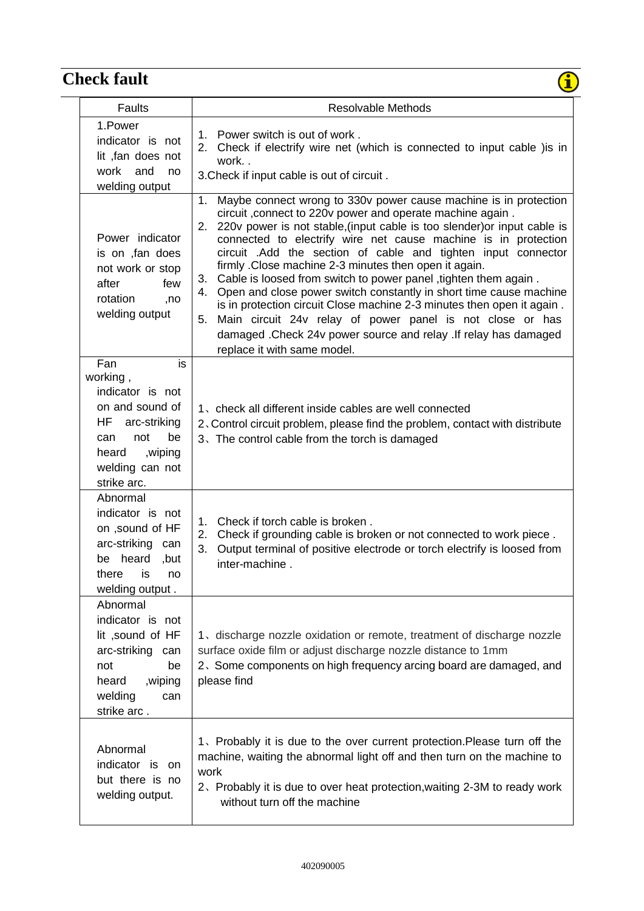# Check fault

| Faults | Resolvable Methods |
|---|---|
| 1.Power indicator is not lit ,fan does not work and no welding output | 1. Power switch is out of work .<br>2. Check if electrify wire net (which is connected to input cable )is in work. .<br>3.Check if input cable is out of circuit . |
| Power indicator is on ,fan does not work or stop after few rotation ,no welding output | 1. Maybe connect wrong to 330v power cause machine is in protection circuit ,connect to 220v power and operate machine again .<br>2. 220v power is not stable,(input cable is too slender)or input cable is connected to electrify wire net cause machine is in protection circuit .Add the section of cable and tighten input connector firmly .Close machine 2-3 minutes then open it again.<br>3. Cable is loosed from switch to power panel ,tighten them again .<br>4. Open and close power switch constantly in short time cause machine is in protection circuit Close machine 2-3 minutes then open it again .<br>5. Main circuit 24v relay of power panel is not close or has damaged .Check 24v power source and relay .If relay has damaged replace it with same model. |
| Fan is working , indicator is not on and sound of HF arc-striking can not be heard ,wiping welding can not strike arc. | 1、check all different inside cables are well connected<br>2、Control circuit problem, please find the problem, contact with distribute<br>3、The control cable from the torch is damaged |
| Abnormal indicator is not on ,sound of HF arc-striking can be heard ,but there is no welding output . | 1. Check if torch cable is broken .<br>2. Check if grounding cable is broken or not connected to work piece .<br>3. Output terminal of positive electrode or torch electrify is loosed from inter-machine . |
| Abnormal indicator is not lit ,sound of HF arc-striking can not be heard ,wiping welding can strike arc . | 1、discharge nozzle oxidation or remote, treatment of discharge nozzle surface oxide film or adjust discharge nozzle distance to 1mm<br>2、Some components on high frequency arcing board are damaged, and please find |
| Abnormal indicator is on but there is no welding output. | 1、Probably it is due to the over current protection.Please turn off the machine, waiting the abnormal light off and then turn on the machine to work<br>2、Probably it is due to over heat protection,waiting 2-3M to ready work without turn off the machine |

402090005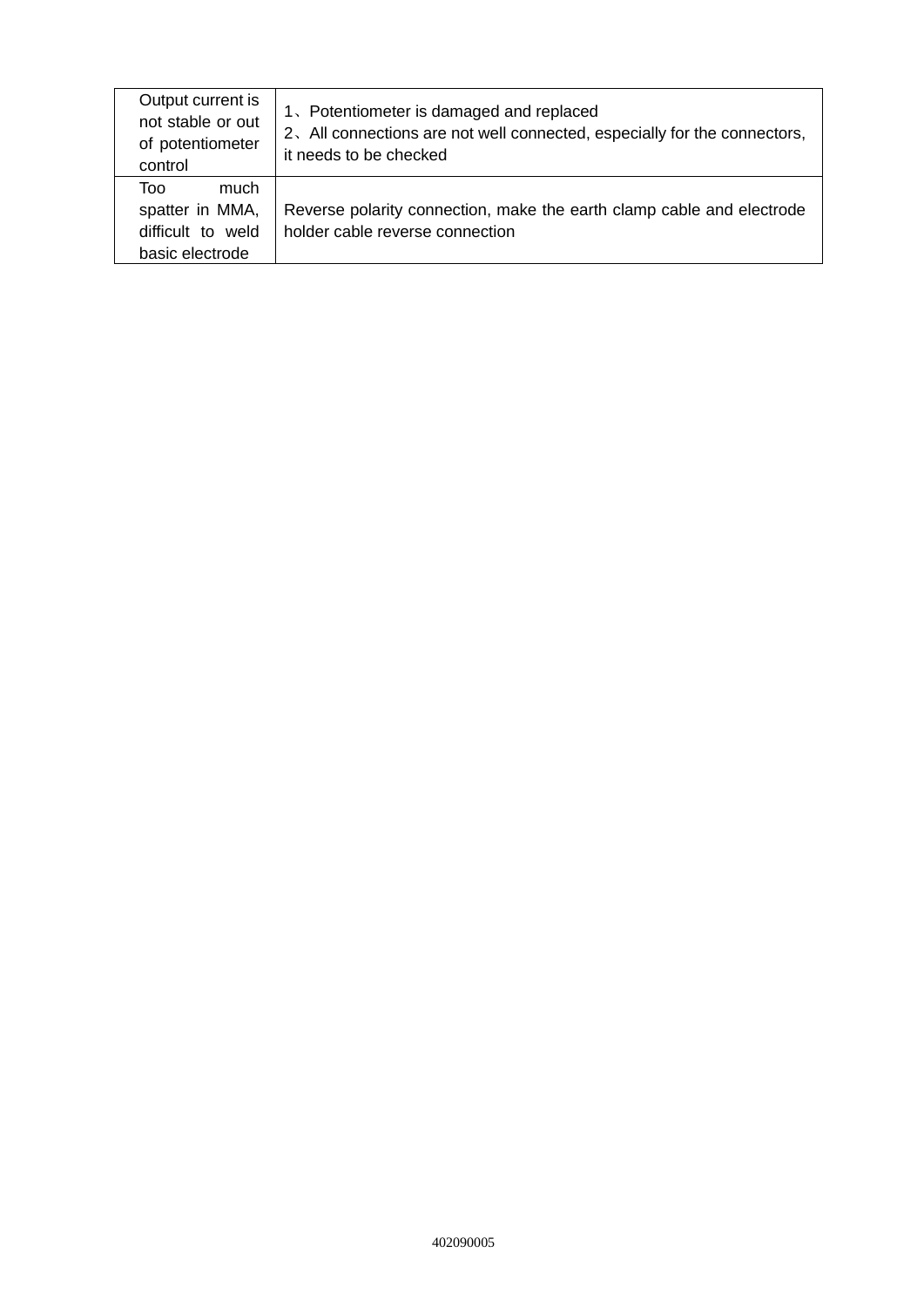| | |
|---|---|
| Output current is not stable or out of potentiometer control | 1、Potentiometer is damaged and replaced<br>2、All connections are not well connected, especially for the connectors, it needs to be checked |
| Too much spatter in MMA, difficult to weld basic electrode | Reverse polarity connection, make the earth clamp cable and electrode holder cable reverse connection |

402090005